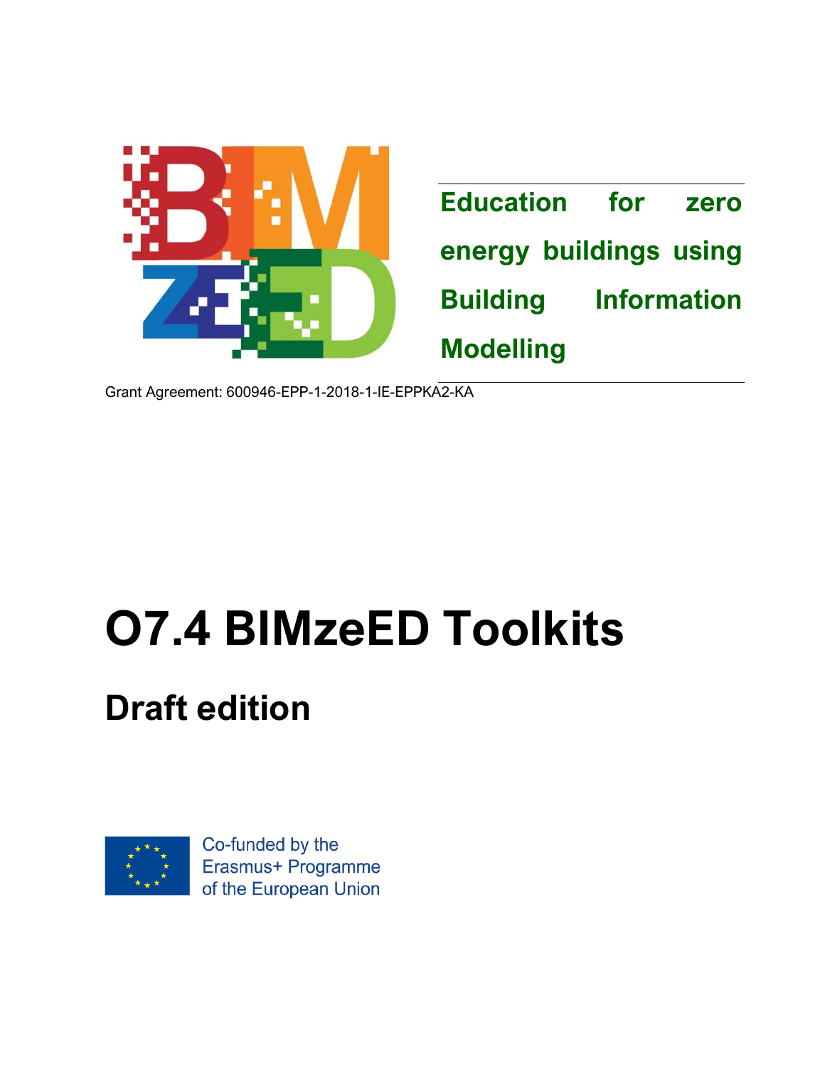**Education for zero energy buildings using Building Information Modelling**

Grant Agreement: 600946-EPP-1-2018-1-IE-EPPKA2-KA

# O7.4 BIMzeED Toolkits

## Draft edition

Co-funded by the Erasmus+ Programme of the European Union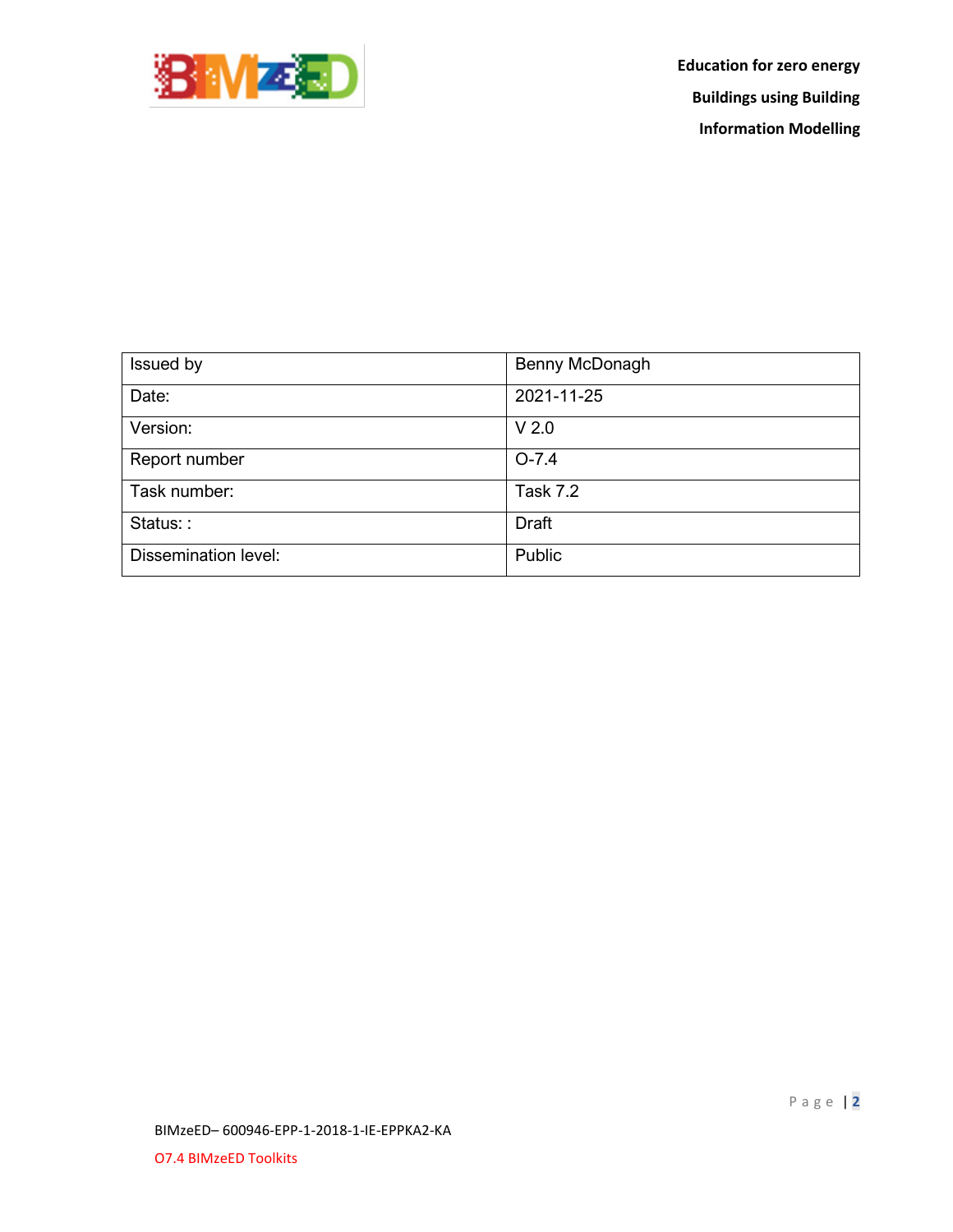| Issued by | Benny McDonagh |
|---|---|
| Date: | 2021-11-25 |
| Version: | V 2.0 |
| Report number | O-7.4 |
| Task number: | Task 7.2 |
| Status: : | Draft |
| Dissemination level: | Public |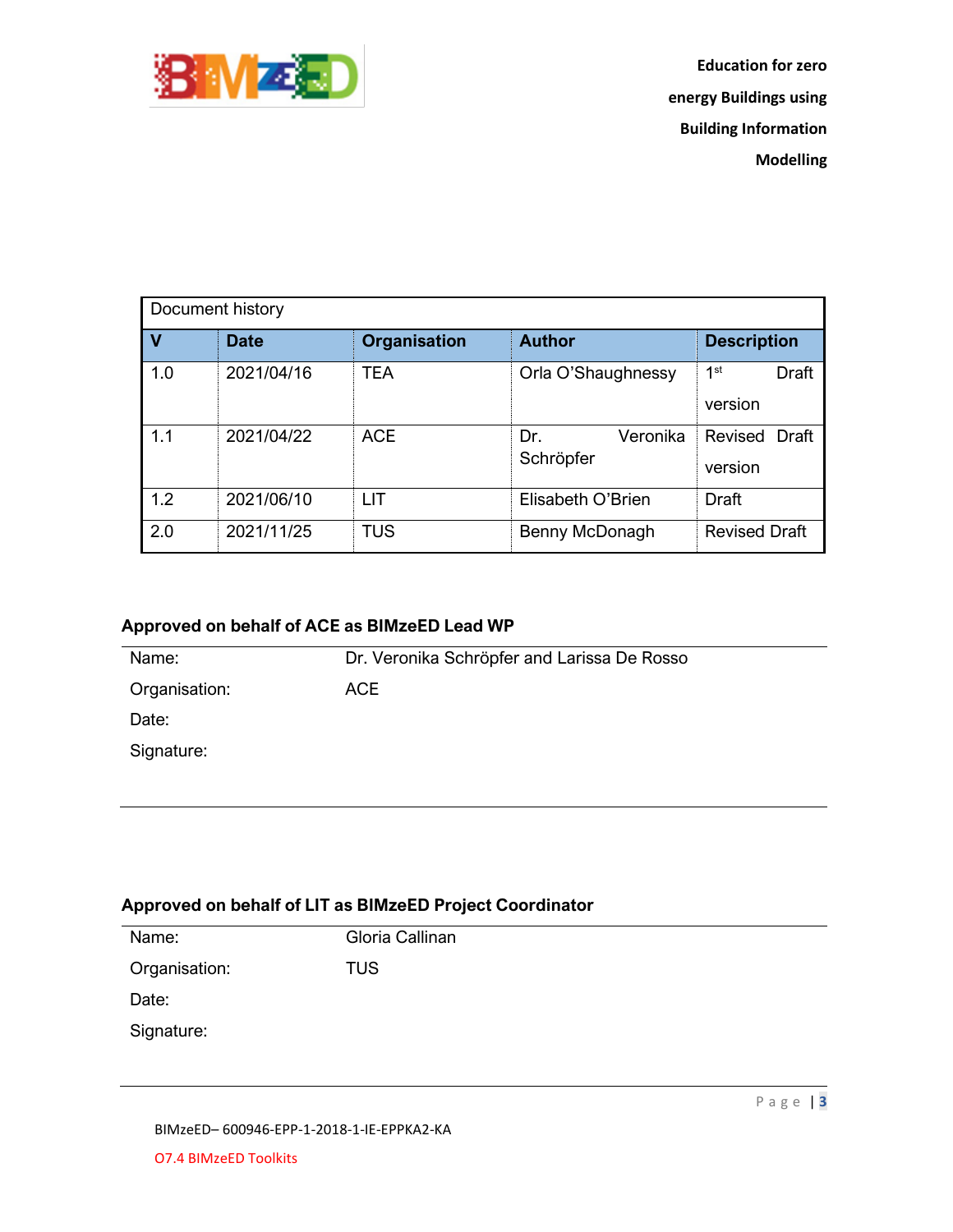| Document history | | | | |
|---|---|---|---|---|
| **V** | **Date** | **Organisation** | **Author** | **Description** |
| 1.0 | 2021/04/16 | TEA | Orla O'Shaughnessy | 1st Draft version |
| 1.1 | 2021/04/22 | ACE | Dr. Veronika Schröpfer | Revised Draft version |
| 1.2 | 2021/06/10 | LIT | Elisabeth O'Brien | Draft |
| 2.0 | 2021/11/25 | TUS | Benny McDonagh | Revised Draft |

**Approved on behalf of ACE as BIMzeED Lead WP**

Name: Dr. Veronika Schröpfer and Larissa De Rosso

Organisation: ACE

Date:

Signature:

**Approved on behalf of LIT as BIMzeED Project Coordinator**

Name: Gloria Callinan

Organisation: TUS

Date:

Signature: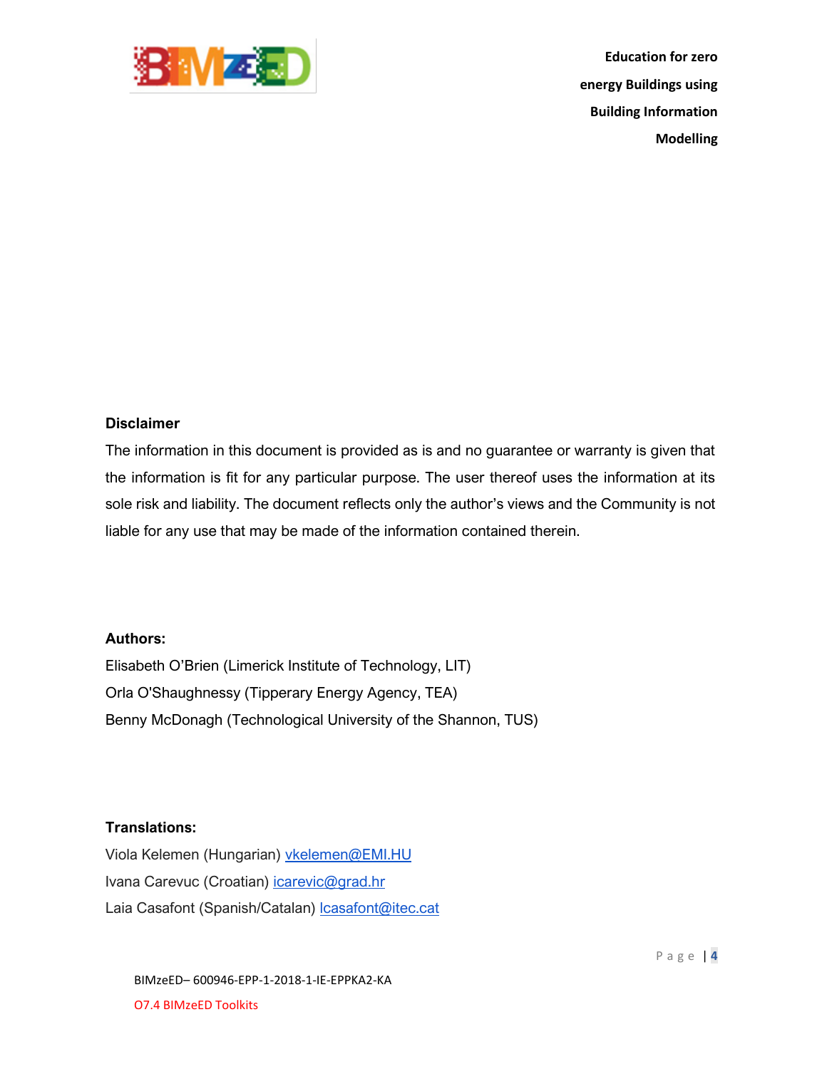**Disclaimer**

The information in this document is provided as is and no guarantee or warranty is given that the information is fit for any particular purpose. The user thereof uses the information at its sole risk and liability. The document reflects only the author's views and the Community is not liable for any use that may be made of the information contained therein.

**Authors:**

Elisabeth O'Brien (Limerick Institute of Technology, LIT)

Orla O'Shaughnessy (Tipperary Energy Agency, TEA)

Benny McDonagh (Technological University of the Shannon, TUS)

**Translations:**

Viola Kelemen (Hungarian) vkelemen@EMI.HU

Ivana Carevuc (Croatian) icarevic@grad.hr

Laia Casafont (Spanish/Catalan) lcasafont@itec.cat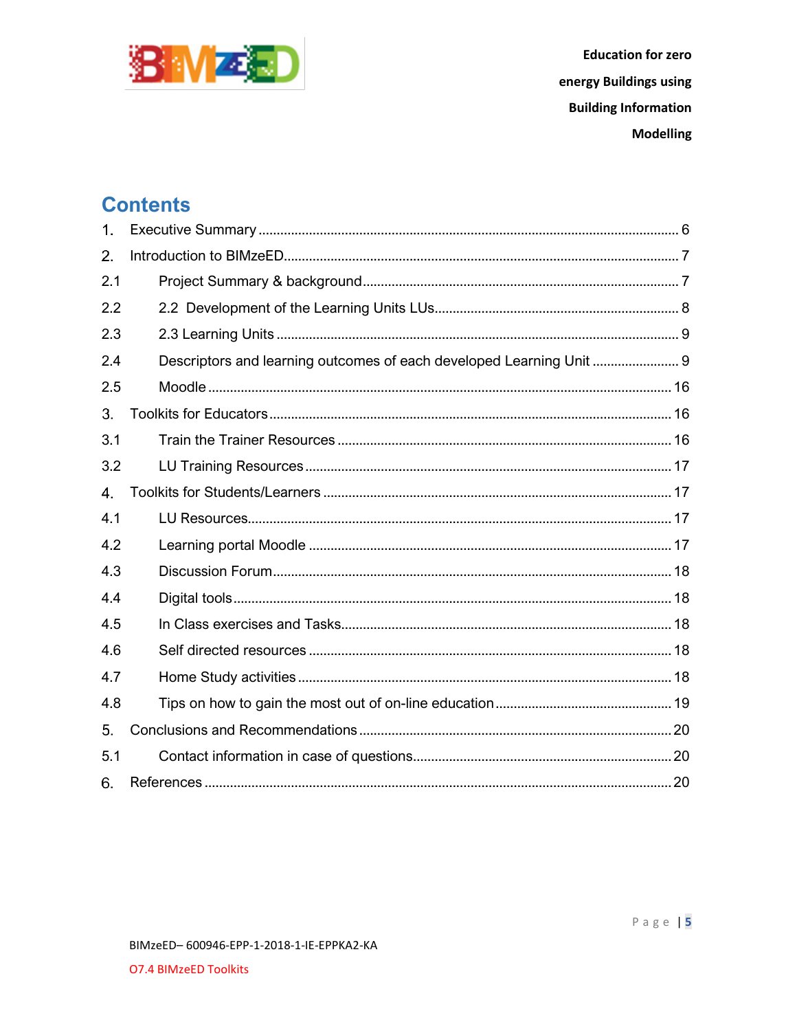# Contents

1. Executive Summary ........................................................................................................ 6
2. Introduction to BIMzeED................................................................................................ 7
   - 2.1 Project Summary & background ................................................................................ 7
   - 2.2 2.2 Development of the Learning Units LUs.............................................................. 8
   - 2.3 2.3 Learning Units ..................................................................................................... 9
   - 2.4 Descriptors and learning outcomes of each developed Learning Unit ....................... 9
   - 2.5 Moodle .................................................................................................................... 16
3. Toolkits for Educators ................................................................................................... 16
   - 3.1 Train the Trainer Resources ..................................................................................... 16
   - 3.2 LU Training Resources ............................................................................................. 17
4. Toolkits for Students/Learners ..................................................................................... 17
   - 4.1 LU Resources........................................................................................................... 17
   - 4.2 Learning portal Moodle ............................................................................................ 17
   - 4.3 Discussion Forum..................................................................................................... 18
   - 4.4 Digital tools .............................................................................................................. 18
   - 4.5 In Class exercises and Tasks.................................................................................... 18
   - 4.6 Self directed resources ............................................................................................ 18
   - 4.7 Home Study activities ............................................................................................... 18
   - 4.8 Tips on how to gain the most out of on-line education ............................................ 19
5. Conclusions and Recommendations ............................................................................. 20
   - 5.1 Contact information in case of questions.................................................................. 20
6. References ..................................................................................................................... 20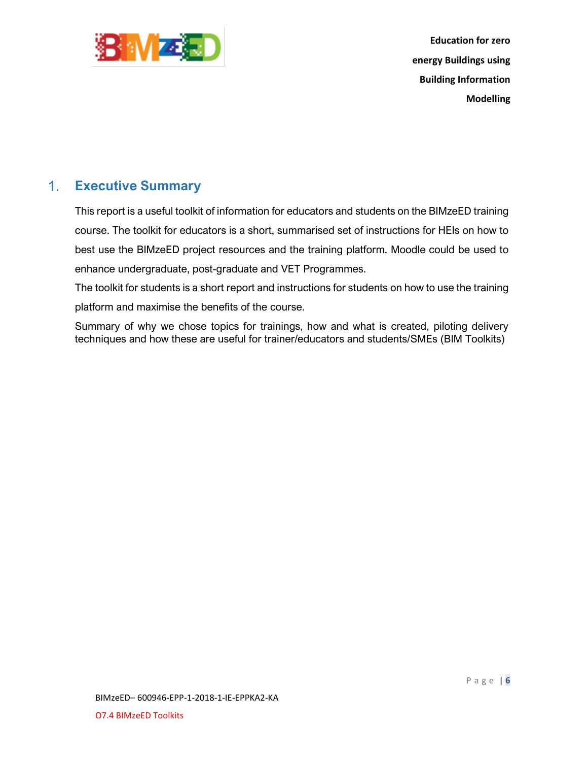# 1. Executive Summary

This report is a useful toolkit of information for educators and students on the BIMzeED training course. The toolkit for educators is a short, summarised set of instructions for HEIs on how to best use the BIMzeED project resources and the training platform. Moodle could be used to enhance undergraduate, post-graduate and VET Programmes.

The toolkit for students is a short report and instructions for students on how to use the training platform and maximise the benefits of the course.

Summary of why we chose topics for trainings, how and what is created, piloting delivery techniques and how these are useful for trainer/educators and students/SMEs (BIM Toolkits)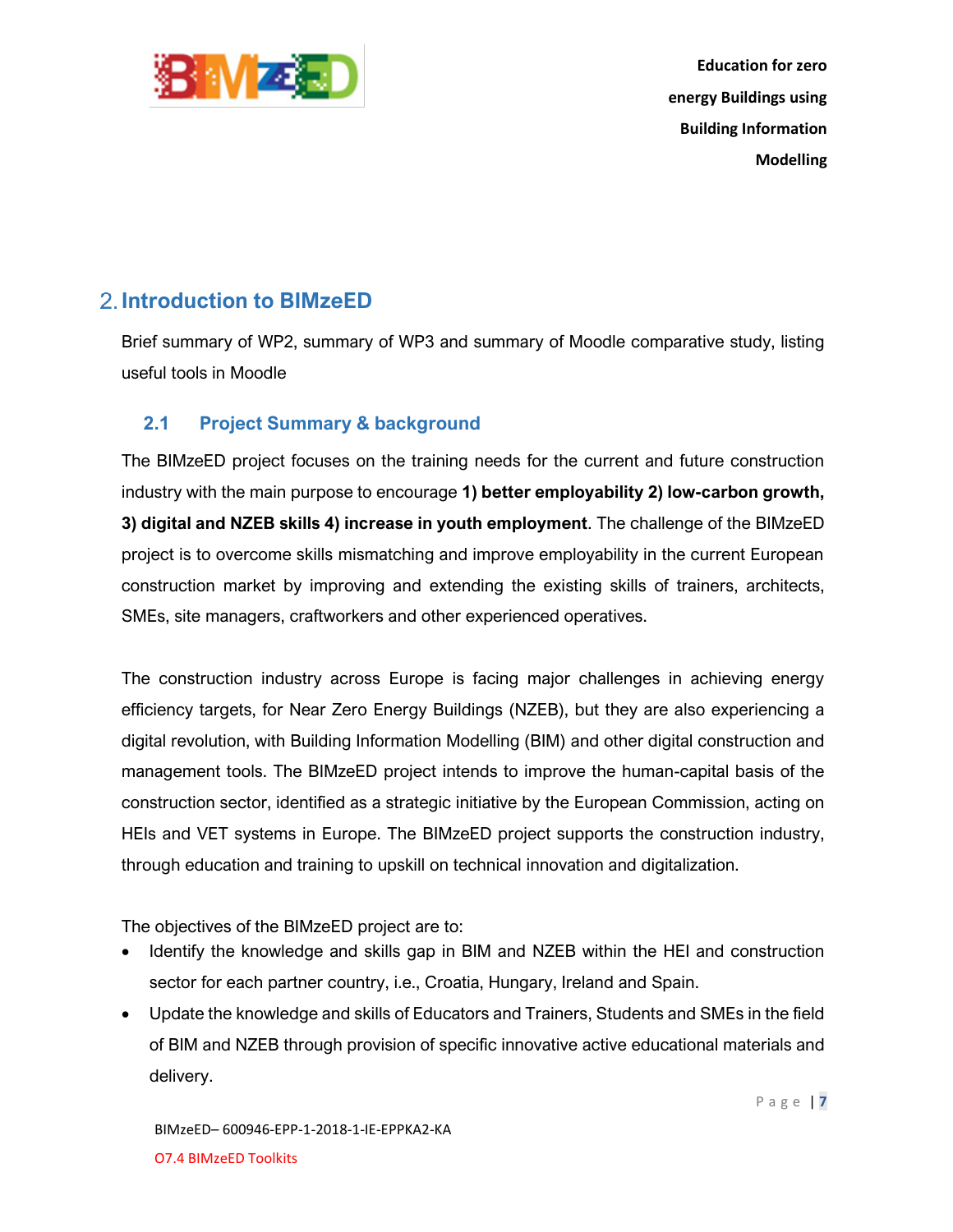## 2. Introduction to BIMzeED

Brief summary of WP2, summary of WP3 and summary of Moodle comparative study, listing useful tools in Moodle

### 2.1 Project Summary & background

The BIMzeED project focuses on the training needs for the current and future construction industry with the main purpose to encourage **1) better employability 2) low-carbon growth, 3) digital and NZEB skills 4) increase in youth employment**. The challenge of the BIMzeED project is to overcome skills mismatching and improve employability in the current European construction market by improving and extending the existing skills of trainers, architects, SMEs, site managers, craftworkers and other experienced operatives.

The construction industry across Europe is facing major challenges in achieving energy efficiency targets, for Near Zero Energy Buildings (NZEB), but they are also experiencing a digital revolution, with Building Information Modelling (BIM) and other digital construction and management tools. The BIMzeED project intends to improve the human-capital basis of the construction sector, identified as a strategic initiative by the European Commission, acting on HEIs and VET systems in Europe. The BIMzeED project supports the construction industry, through education and training to upskill on technical innovation and digitalization.

The objectives of the BIMzeED project are to:

- Identify the knowledge and skills gap in BIM and NZEB within the HEI and construction sector for each partner country, i.e., Croatia, Hungary, Ireland and Spain.
- Update the knowledge and skills of Educators and Trainers, Students and SMEs in the field of BIM and NZEB through provision of specific innovative active educational materials and delivery.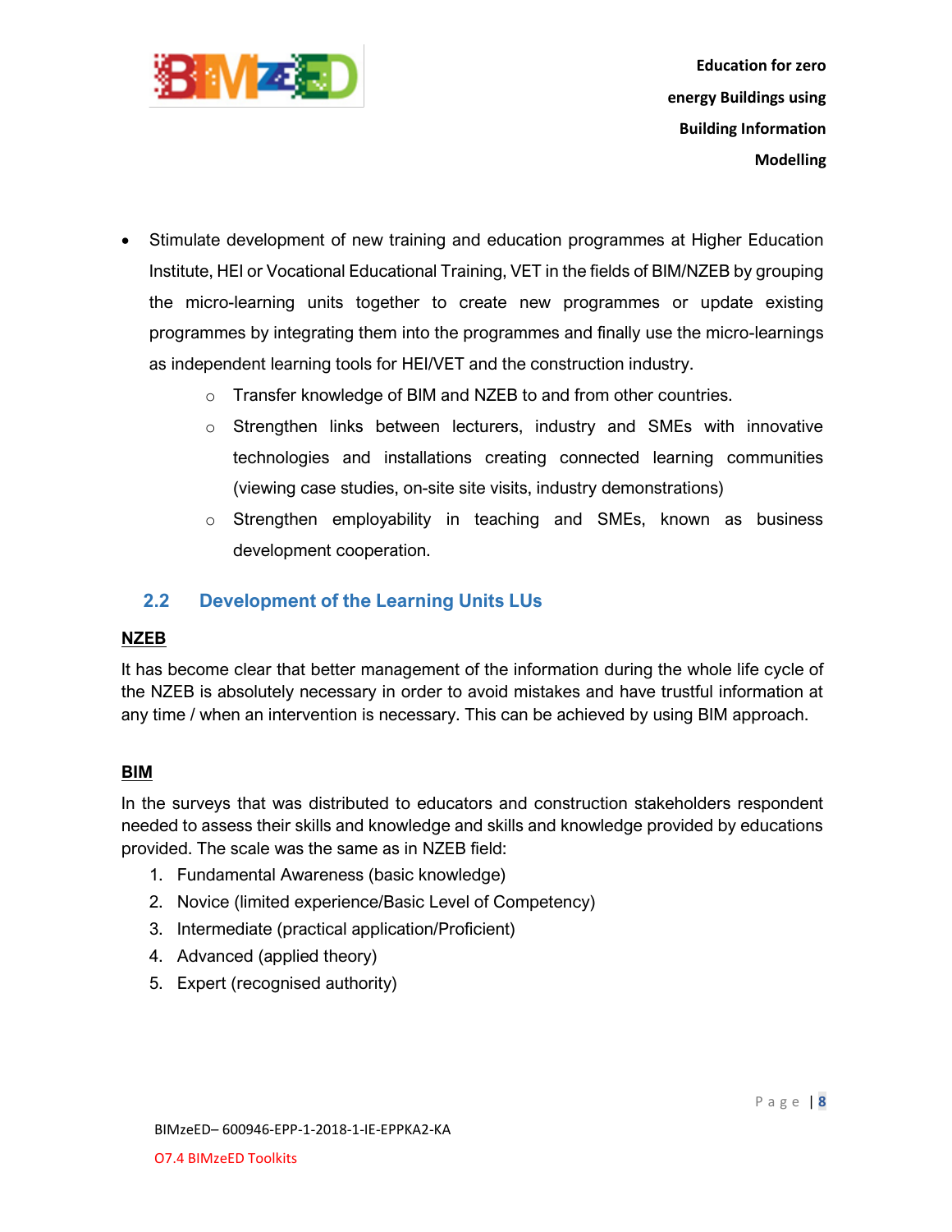- Stimulate development of new training and education programmes at Higher Education Institute, HEI or Vocational Educational Training, VET in the fields of BIM/NZEB by grouping the micro-learning units together to create new programmes or update existing programmes by integrating them into the programmes and finally use the micro-learnings as independent learning tools for HEI/VET and the construction industry.
  - Transfer knowledge of BIM and NZEB to and from other countries.
  - Strengthen links between lecturers, industry and SMEs with innovative technologies and installations creating connected learning communities (viewing case studies, on-site site visits, industry demonstrations)
  - Strengthen employability in teaching and SMEs, known as business development cooperation.

## 2.2 Development of the Learning Units LUs

**NZEB**

It has become clear that better management of the information during the whole life cycle of the NZEB is absolutely necessary in order to avoid mistakes and have trustful information at any time / when an intervention is necessary. This can be achieved by using BIM approach.

**BIM**

In the surveys that was distributed to educators and construction stakeholders respondent needed to assess their skills and knowledge and skills and knowledge provided by educations provided. The scale was the same as in NZEB field:

1. Fundamental Awareness (basic knowledge)
2. Novice (limited experience/Basic Level of Competency)
3. Intermediate (practical application/Proficient)
4. Advanced (applied theory)
5. Expert (recognised authority)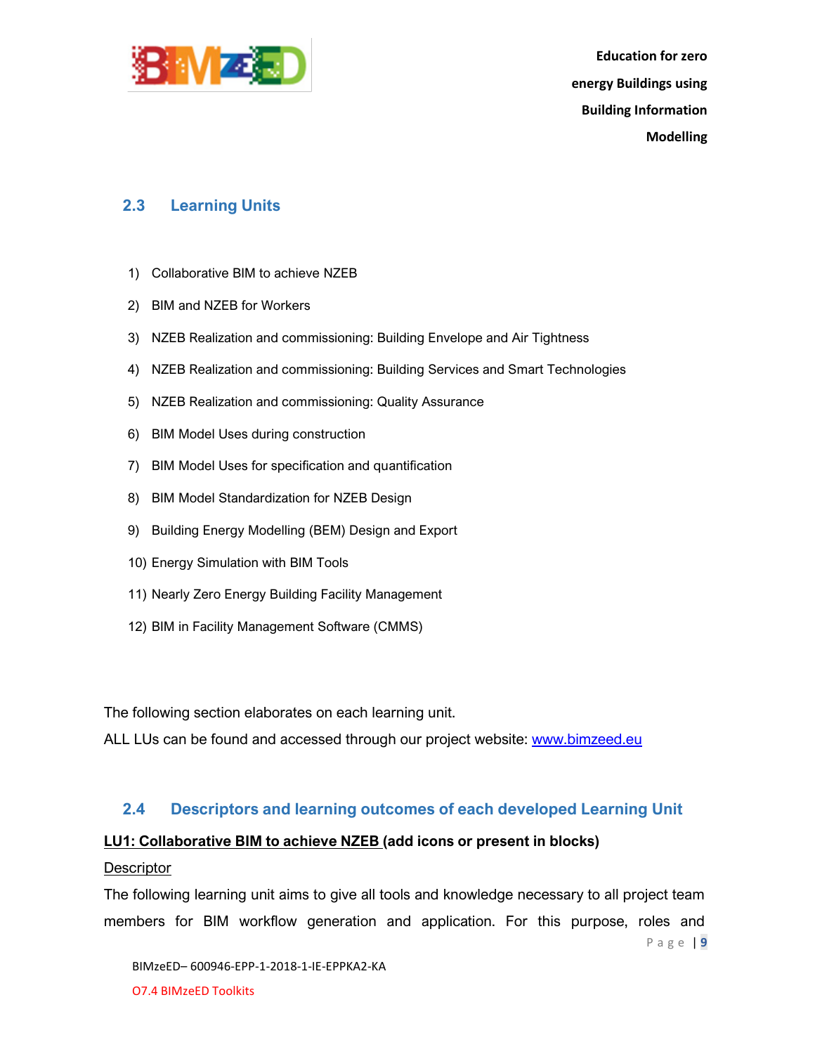## 2.3 Learning Units

1) Collaborative BIM to achieve NZEB
2) BIM and NZEB for Workers
3) NZEB Realization and commissioning: Building Envelope and Air Tightness
4) NZEB Realization and commissioning: Building Services and Smart Technologies
5) NZEB Realization and commissioning: Quality Assurance
6) BIM Model Uses during construction
7) BIM Model Uses for specification and quantification
8) BIM Model Standardization for NZEB Design
9) Building Energy Modelling (BEM) Design and Export
10) Energy Simulation with BIM Tools
11) Nearly Zero Energy Building Facility Management
12) BIM in Facility Management Software (CMMS)

The following section elaborates on each learning unit.

ALL LUs can be found and accessed through our project website: [www.bimzeed.eu](http://www.bimzeed.eu)

## 2.4 Descriptors and learning outcomes of each developed Learning Unit

**LU1: Collaborative BIM to achieve NZEB (add icons or present in blocks)**

Descriptor

The following learning unit aims to give all tools and knowledge necessary to all project team members for BIM workflow generation and application. For this purpose, roles and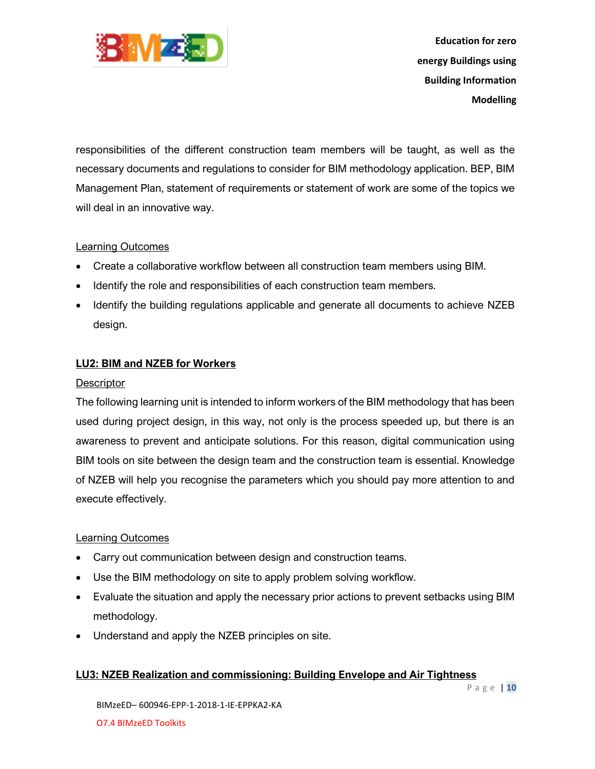responsibilities of the different construction team members will be taught, as well as the necessary documents and regulations to consider for BIM methodology application. BEP, BIM Management Plan, statement of requirements or statement of work are some of the topics we will deal in an innovative way.

Learning Outcomes

- Create a collaborative workflow between all construction team members using BIM.
- Identify the role and responsibilities of each construction team members.
- Identify the building regulations applicable and generate all documents to achieve NZEB design.

**LU2: BIM and NZEB for Workers**

Descriptor

The following learning unit is intended to inform workers of the BIM methodology that has been used during project design, in this way, not only is the process speeded up, but there is an awareness to prevent and anticipate solutions. For this reason, digital communication using BIM tools on site between the design team and the construction team is essential. Knowledge of NZEB will help you recognise the parameters which you should pay more attention to and execute effectively.

Learning Outcomes

- Carry out communication between design and construction teams.
- Use the BIM methodology on site to apply problem solving workflow.
- Evaluate the situation and apply the necessary prior actions to prevent setbacks using BIM methodology.
- Understand and apply the NZEB principles on site.

**LU3: NZEB Realization and commissioning: Building Envelope and Air Tightness**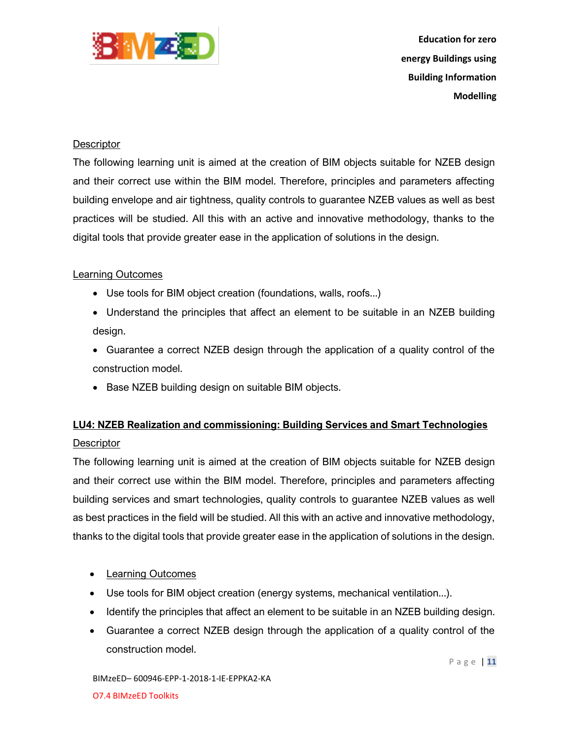Descriptor

The following learning unit is aimed at the creation of BIM objects suitable for NZEB design and their correct use within the BIM model. Therefore, principles and parameters affecting building envelope and air tightness, quality controls to guarantee NZEB values as well as best practices will be studied. All this with an active and innovative methodology, thanks to the digital tools that provide greater ease in the application of solutions in the design.

Learning Outcomes

- Use tools for BIM object creation (foundations, walls, roofs...)
- Understand the principles that affect an element to be suitable in an NZEB building design.
- Guarantee a correct NZEB design through the application of a quality control of the construction model.
- Base NZEB building design on suitable BIM objects.

**LU4: NZEB Realization and commissioning: Building Services and Smart Technologies**

Descriptor

The following learning unit is aimed at the creation of BIM objects suitable for NZEB design and their correct use within the BIM model. Therefore, principles and parameters affecting building services and smart technologies, quality controls to guarantee NZEB values as well as best practices in the field will be studied. All this with an active and innovative methodology, thanks to the digital tools that provide greater ease in the application of solutions in the design.

- Learning Outcomes
- Use tools for BIM object creation (energy systems, mechanical ventilation...).
- Identify the principles that affect an element to be suitable in an NZEB building design.
- Guarantee a correct NZEB design through the application of a quality control of the construction model.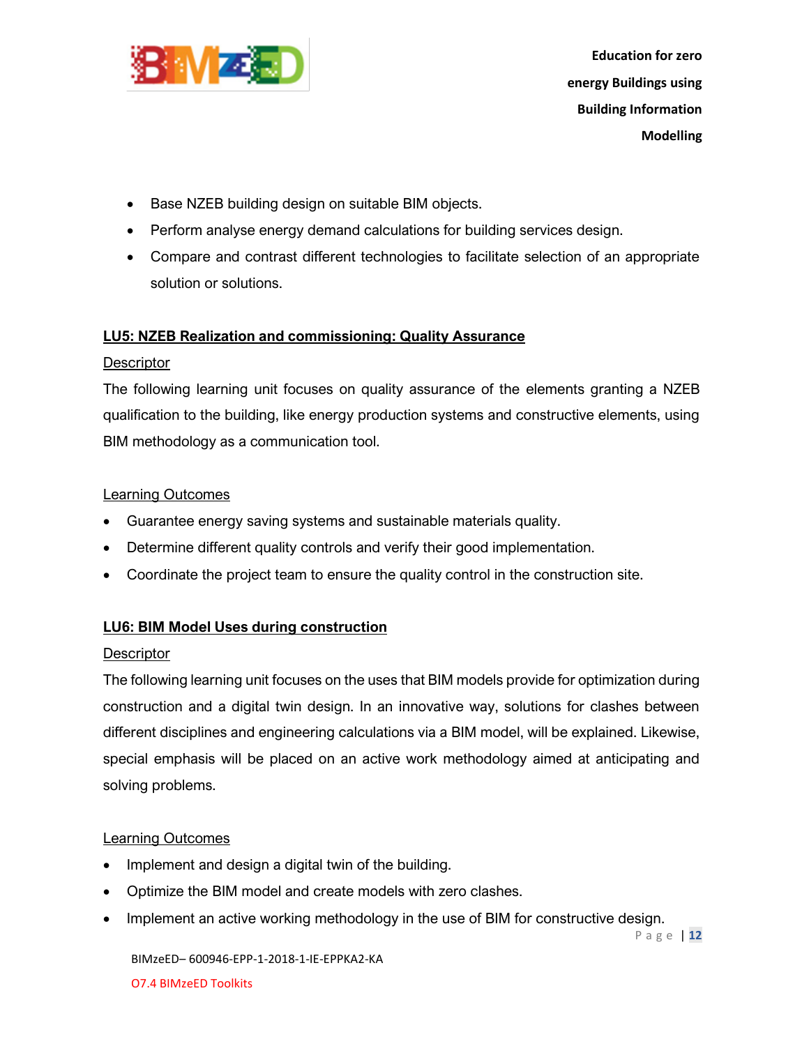- Base NZEB building design on suitable BIM objects.
- Perform analyse energy demand calculations for building services design.
- Compare and contrast different technologies to facilitate selection of an appropriate solution or solutions.

## LU5: NZEB Realization and commissioning: Quality Assurance

Descriptor

The following learning unit focuses on quality assurance of the elements granting a NZEB qualification to the building, like energy production systems and constructive elements, using BIM methodology as a communication tool.

Learning Outcomes

- Guarantee energy saving systems and sustainable materials quality.
- Determine different quality controls and verify their good implementation.
- Coordinate the project team to ensure the quality control in the construction site.

## LU6: BIM Model Uses during construction

Descriptor

The following learning unit focuses on the uses that BIM models provide for optimization during construction and a digital twin design. In an innovative way, solutions for clashes between different disciplines and engineering calculations via a BIM model, will be explained. Likewise, special emphasis will be placed on an active work methodology aimed at anticipating and solving problems.

Learning Outcomes

- Implement and design a digital twin of the building.
- Optimize the BIM model and create models with zero clashes.
- Implement an active working methodology in the use of BIM for constructive design.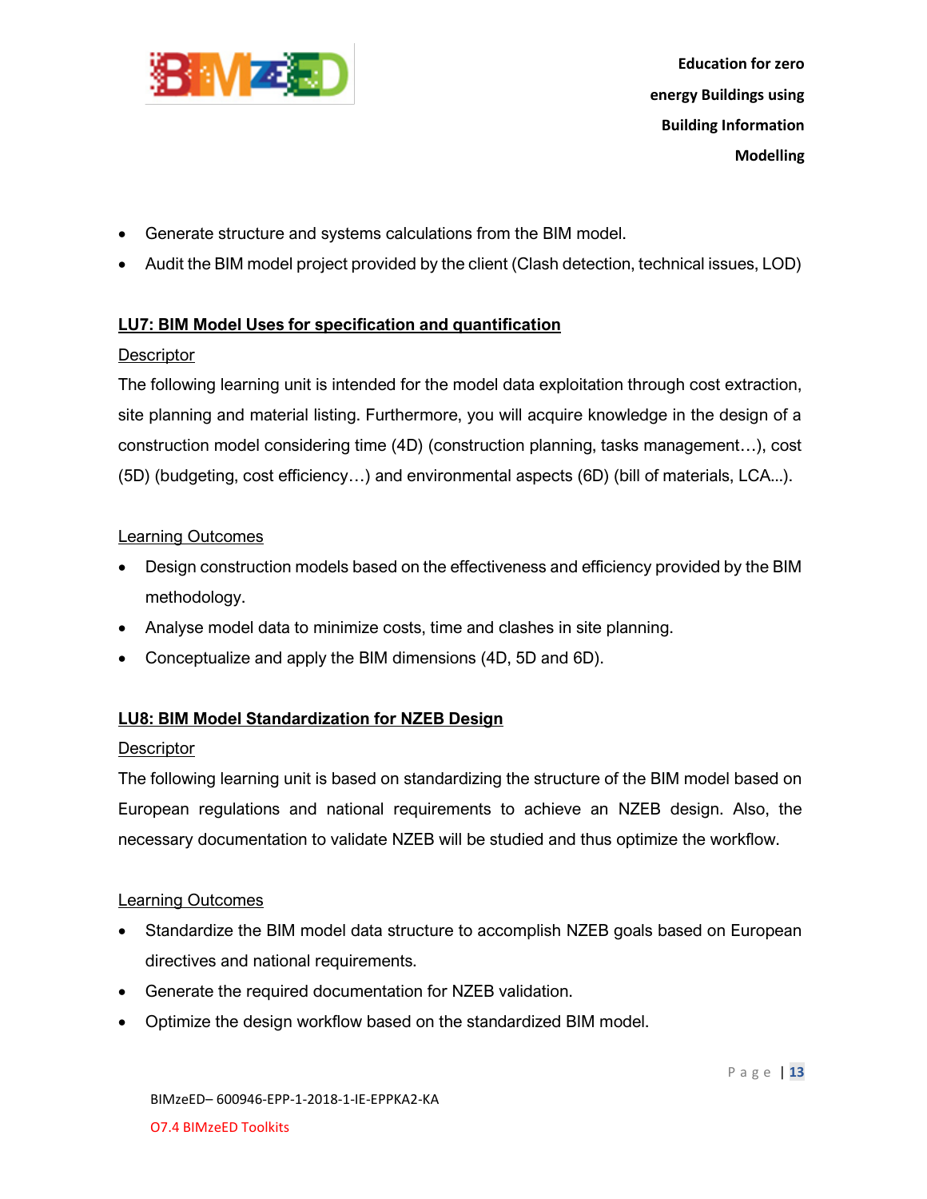- Generate structure and systems calculations from the BIM model.
- Audit the BIM model project provided by the client (Clash detection, technical issues, LOD)

### LU7: BIM Model Uses for specification and quantification

Descriptor

The following learning unit is intended for the model data exploitation through cost extraction, site planning and material listing. Furthermore, you will acquire knowledge in the design of a construction model considering time (4D) (construction planning, tasks management…), cost (5D) (budgeting, cost efficiency…) and environmental aspects (6D) (bill of materials, LCA...).

Learning Outcomes

- Design construction models based on the effectiveness and efficiency provided by the BIM methodology.
- Analyse model data to minimize costs, time and clashes in site planning.
- Conceptualize and apply the BIM dimensions (4D, 5D and 6D).

### LU8: BIM Model Standardization for NZEB Design

Descriptor

The following learning unit is based on standardizing the structure of the BIM model based on European regulations and national requirements to achieve an NZEB design. Also, the necessary documentation to validate NZEB will be studied and thus optimize the workflow.

Learning Outcomes

- Standardize the BIM model data structure to accomplish NZEB goals based on European directives and national requirements.
- Generate the required documentation for NZEB validation.
- Optimize the design workflow based on the standardized BIM model.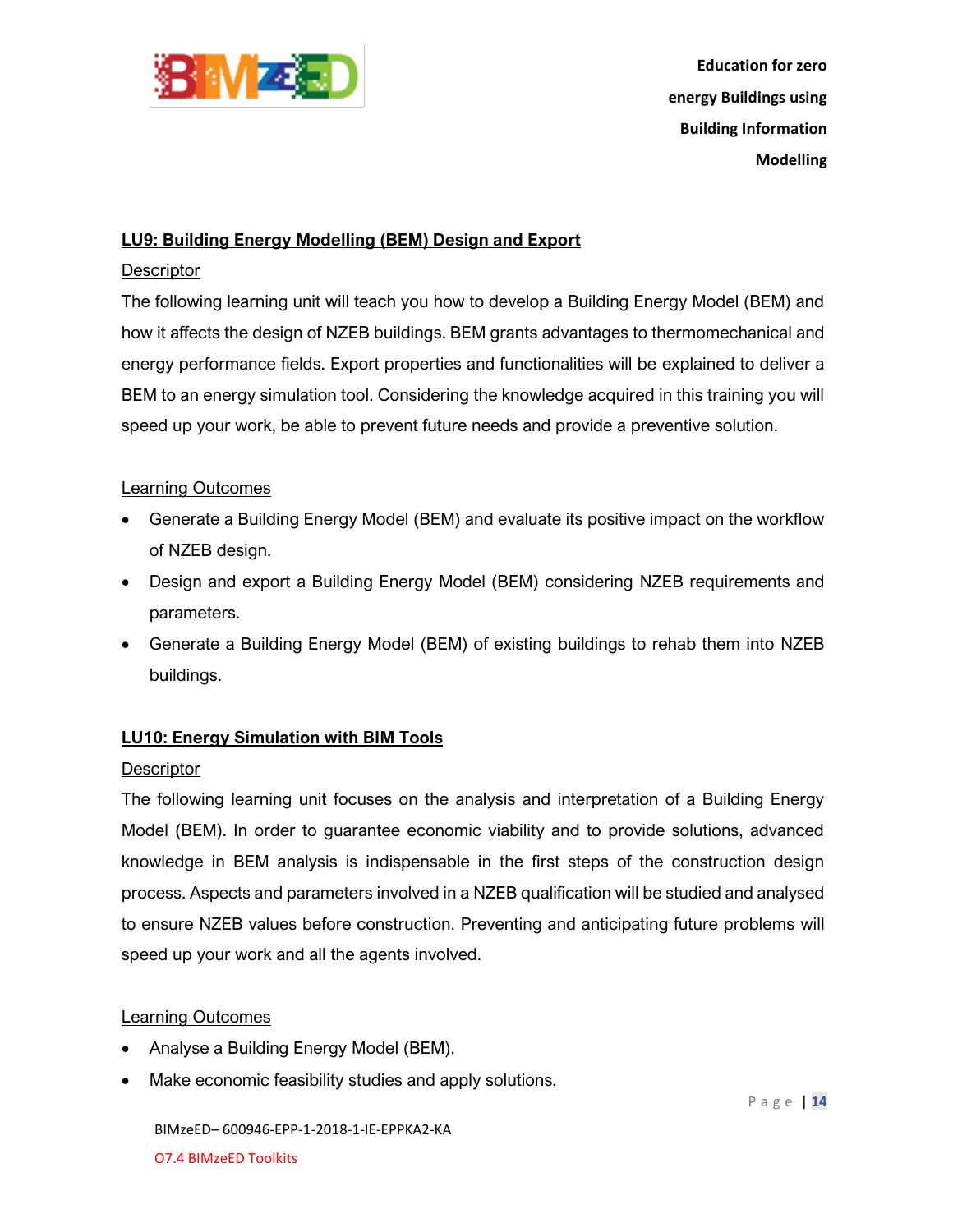## LU9: Building Energy Modelling (BEM) Design and Export

Descriptor

The following learning unit will teach you how to develop a Building Energy Model (BEM) and how it affects the design of NZEB buildings. BEM grants advantages to thermomechanical and energy performance fields. Export properties and functionalities will be explained to deliver a BEM to an energy simulation tool. Considering the knowledge acquired in this training you will speed up your work, be able to prevent future needs and provide a preventive solution.

Learning Outcomes

- Generate a Building Energy Model (BEM) and evaluate its positive impact on the workflow of NZEB design.
- Design and export a Building Energy Model (BEM) considering NZEB requirements and parameters.
- Generate a Building Energy Model (BEM) of existing buildings to rehab them into NZEB buildings.

## LU10: Energy Simulation with BIM Tools

Descriptor

The following learning unit focuses on the analysis and interpretation of a Building Energy Model (BEM). In order to guarantee economic viability and to provide solutions, advanced knowledge in BEM analysis is indispensable in the first steps of the construction design process. Aspects and parameters involved in a NZEB qualification will be studied and analysed to ensure NZEB values before construction. Preventing and anticipating future problems will speed up your work and all the agents involved.

Learning Outcomes

- Analyse a Building Energy Model (BEM).
- Make economic feasibility studies and apply solutions.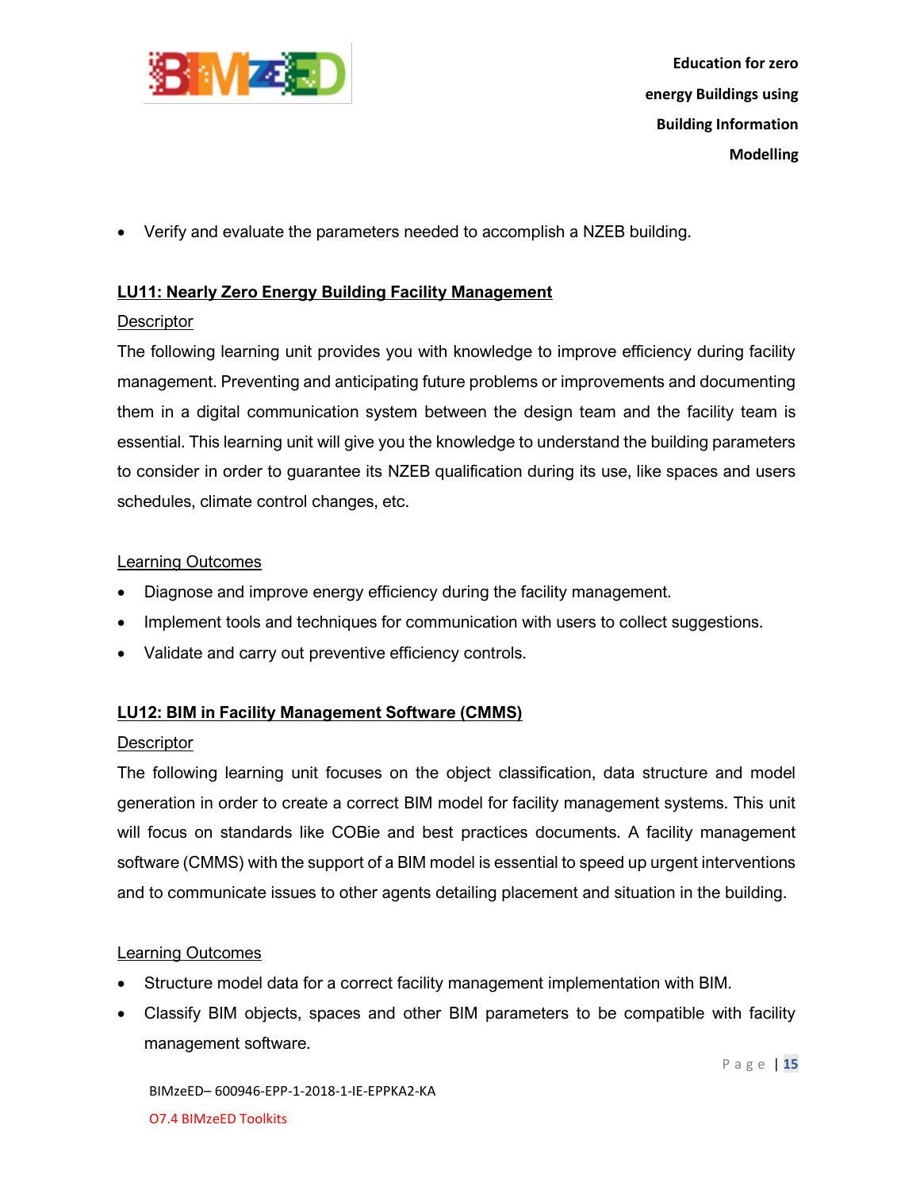- Verify and evaluate the parameters needed to accomplish a NZEB building.

## LU11: Nearly Zero Energy Building Facility Management

### Descriptor

The following learning unit provides you with knowledge to improve efficiency during facility management. Preventing and anticipating future problems or improvements and documenting them in a digital communication system between the design team and the facility team is essential. This learning unit will give you the knowledge to understand the building parameters to consider in order to guarantee its NZEB qualification during its use, like spaces and users schedules, climate control changes, etc.

### Learning Outcomes

- Diagnose and improve energy efficiency during the facility management.
- Implement tools and techniques for communication with users to collect suggestions.
- Validate and carry out preventive efficiency controls.

## LU12: BIM in Facility Management Software (CMMS)

### Descriptor

The following learning unit focuses on the object classification, data structure and model generation in order to create a correct BIM model for facility management systems. This unit will focus on standards like COBie and best practices documents. A facility management software (CMMS) with the support of a BIM model is essential to speed up urgent interventions and to communicate issues to other agents detailing placement and situation in the building.

### Learning Outcomes

- Structure model data for a correct facility management implementation with BIM.
- Classify BIM objects, spaces and other BIM parameters to be compatible with facility management software.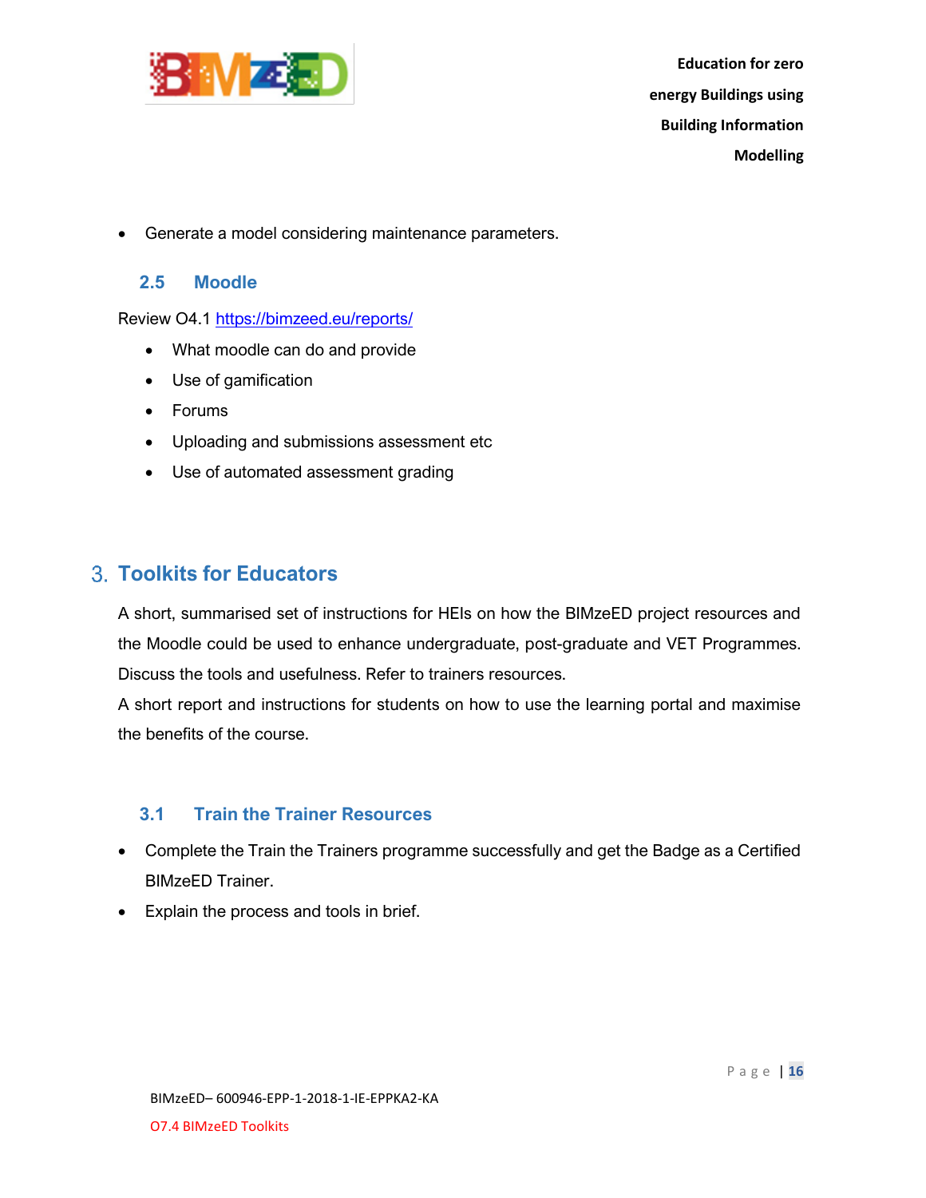- Generate a model considering maintenance parameters.

### 2.5 Moodle

Review O4.1 https://bimzeed.eu/reports/

- What moodle can do and provide
- Use of gamification
- Forums
- Uploading and submissions assessment etc
- Use of automated assessment grading

## 3. Toolkits for Educators

A short, summarised set of instructions for HEIs on how the BIMzeED project resources and the Moodle could be used to enhance undergraduate, post-graduate and VET Programmes. Discuss the tools and usefulness. Refer to trainers resources.

A short report and instructions for students on how to use the learning portal and maximise the benefits of the course.

### 3.1 Train the Trainer Resources

- Complete the Train the Trainers programme successfully and get the Badge as a Certified BIMzeED Trainer.
- Explain the process and tools in brief.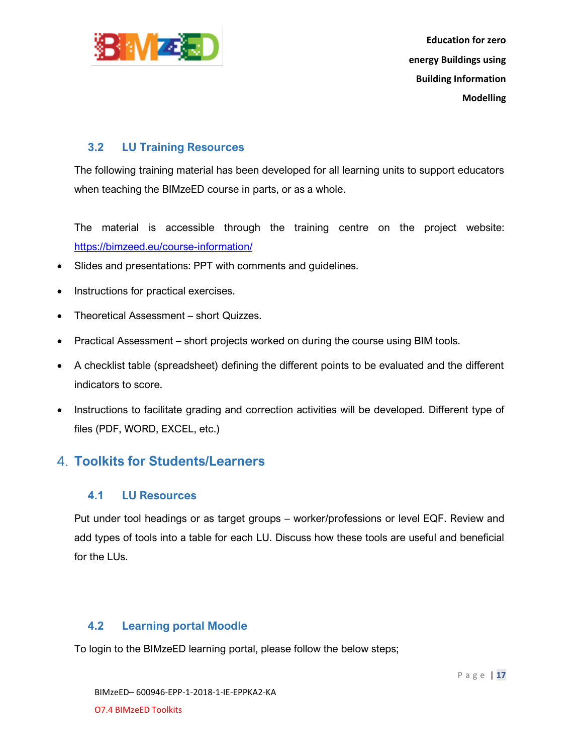### 3.2 LU Training Resources

The following training material has been developed for all learning units to support educators when teaching the BIMzeED course in parts, or as a whole.

The material is accessible through the training centre on the project website: https://bimzeed.eu/course-information/

- Slides and presentations: PPT with comments and guidelines.
- Instructions for practical exercises.
- Theoretical Assessment – short Quizzes.
- Practical Assessment – short projects worked on during the course using BIM tools.
- A checklist table (spreadsheet) defining the different points to be evaluated and the different indicators to score.
- Instructions to facilitate grading and correction activities will be developed. Different type of files (PDF, WORD, EXCEL, etc.)

## 4. Toolkits for Students/Learners

### 4.1 LU Resources

Put under tool headings or as target groups – worker/professions or level EQF. Review and add types of tools into a table for each LU. Discuss how these tools are useful and beneficial for the LUs.

### 4.2 Learning portal Moodle

To login to the BIMzeED learning portal, please follow the below steps;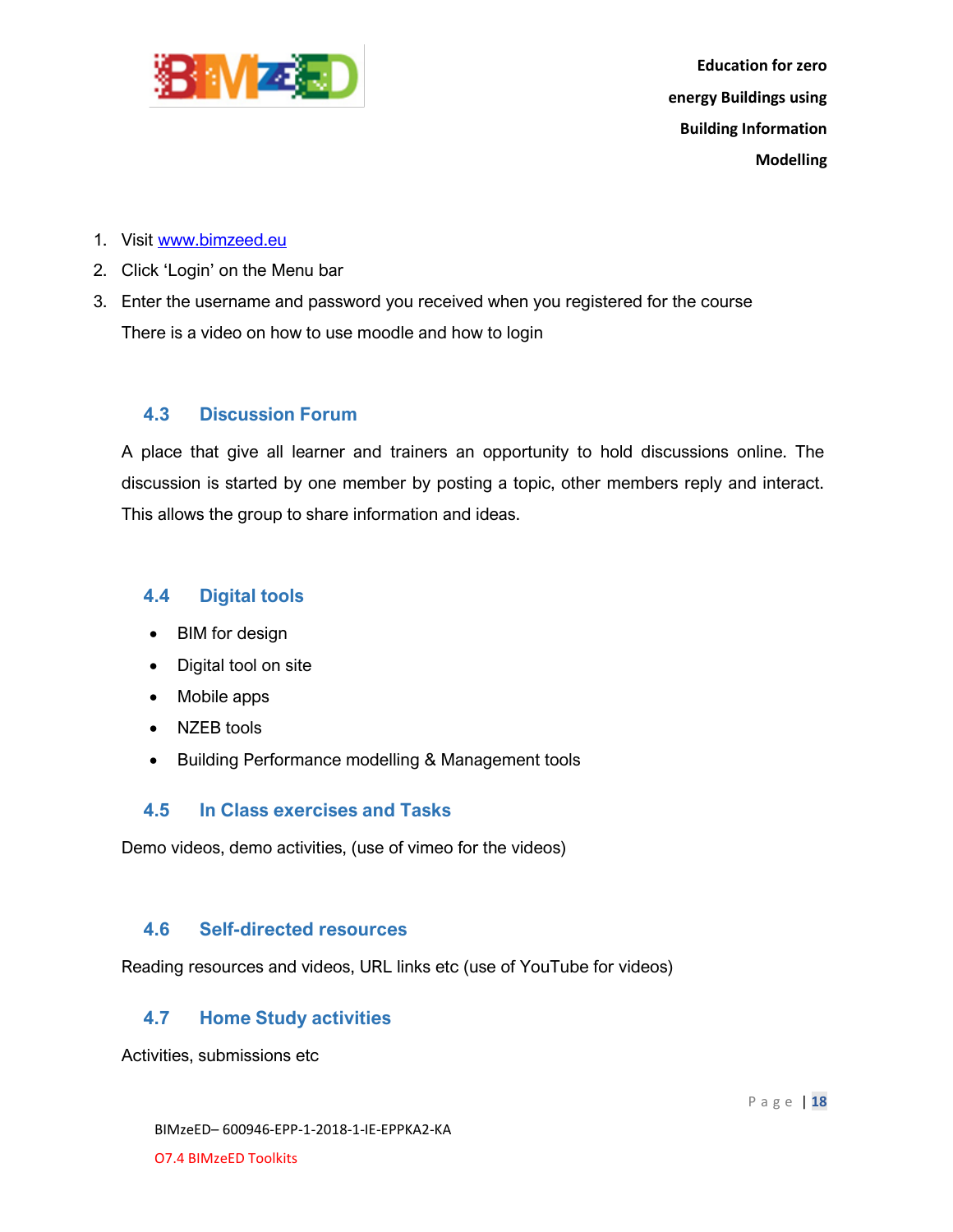1. Visit [www.bimzeed.eu](www.bimzeed.eu)
2. Click 'Login' on the Menu bar
3. Enter the username and password you received when you registered for the course

   There is a video on how to use moodle and how to login

## 4.3 Discussion Forum

A place that give all learner and trainers an opportunity to hold discussions online. The discussion is started by one member by posting a topic, other members reply and interact. This allows the group to share information and ideas.

## 4.4 Digital tools

- BIM for design
- Digital tool on site
- Mobile apps
- NZEB tools
- Building Performance modelling & Management tools

## 4.5 In Class exercises and Tasks

Demo videos, demo activities, (use of vimeo for the videos)

## 4.6 Self-directed resources

Reading resources and videos, URL links etc (use of YouTube for videos)

## 4.7 Home Study activities

Activities, submissions etc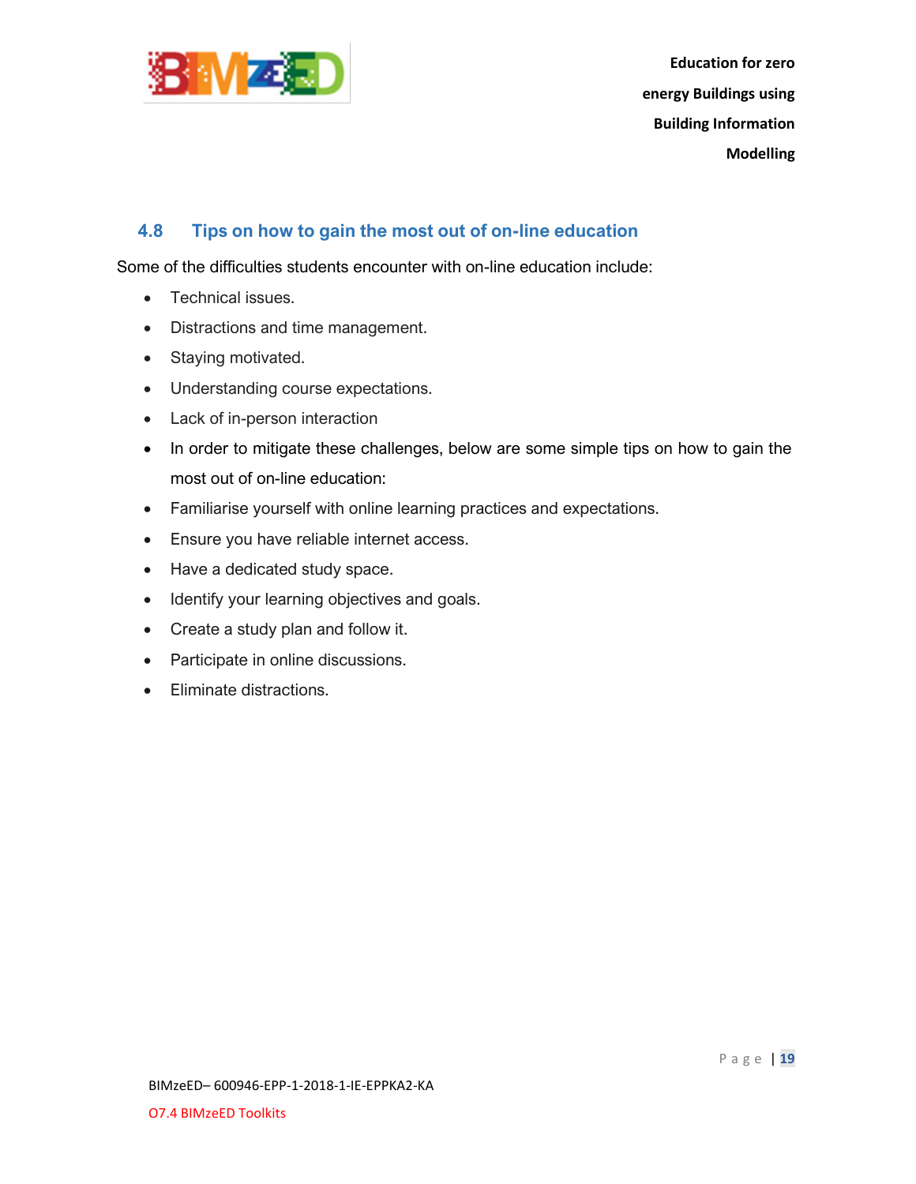## 4.8 Tips on how to gain the most out of on-line education

Some of the difficulties students encounter with on-line education include:

- Technical issues.
- Distractions and time management.
- Staying motivated.
- Understanding course expectations.
- Lack of in-person interaction
- In order to mitigate these challenges, below are some simple tips on how to gain the most out of on-line education:
- Familiarise yourself with online learning practices and expectations.
- Ensure you have reliable internet access.
- Have a dedicated study space.
- Identify your learning objectives and goals.
- Create a study plan and follow it.
- Participate in online discussions.
- Eliminate distractions.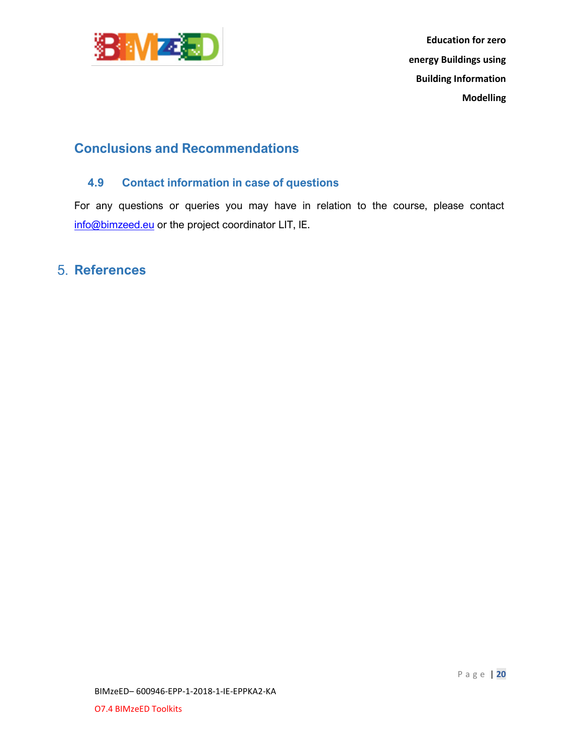# Conclusions and Recommendations

## 4.9 Contact information in case of questions

For any questions or queries you may have in relation to the course, please contact info@bimzeed.eu or the project coordinator LIT, IE.

# 5. References